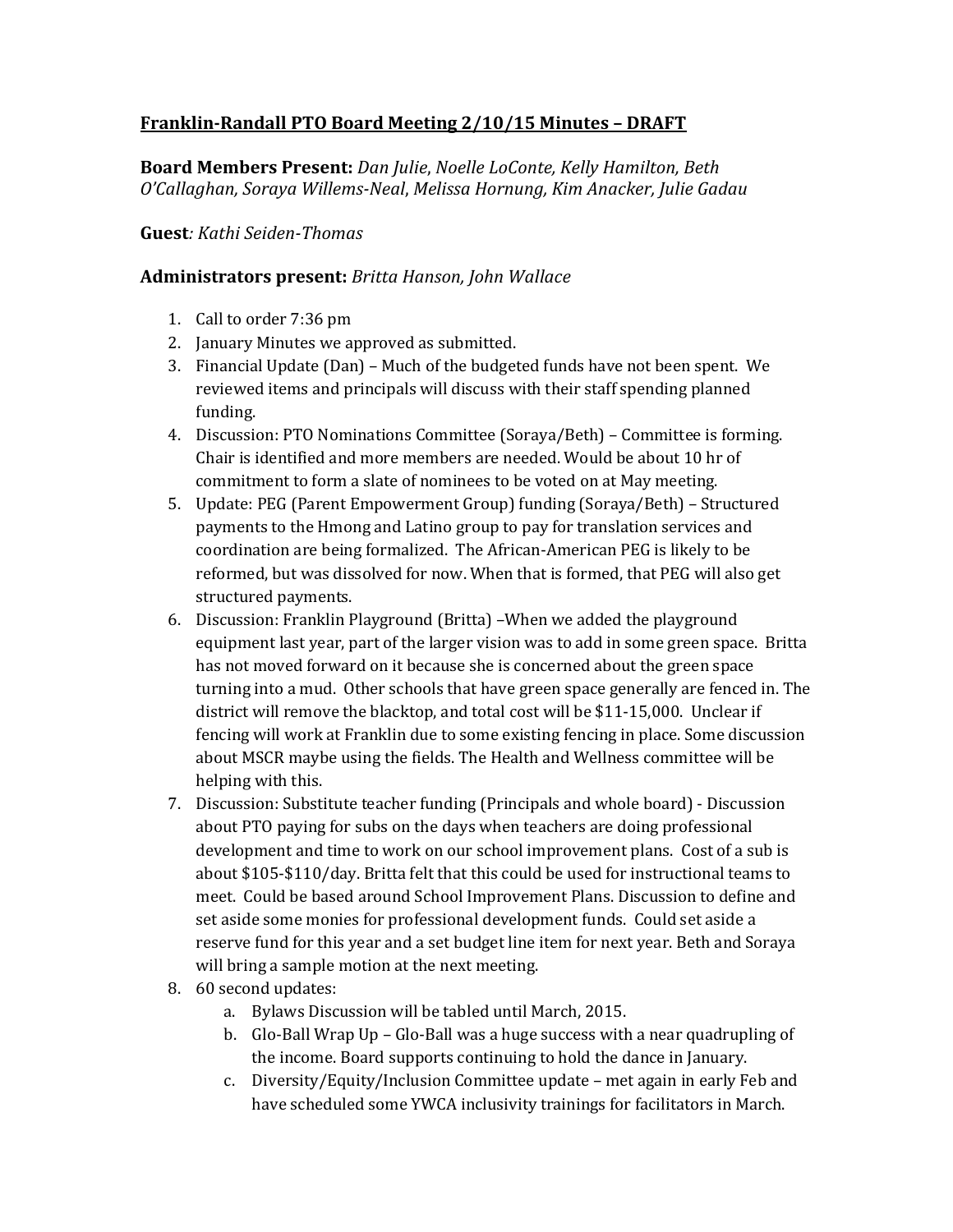# **Franklin-Randall PTO Board Meeting 2/10/15 Minutes – DRAFT**

**Board Members Present:** *Dan Julie, Noelle LoConte, Kelly Hamilton, Beth O'Callaghan, Soraya Willems-Neal, Melissa Hornung, Kim Anacker, Julie Gadau*

**Guest***: Kathi Seiden-Thomas*

**Administrators present:** *Britta Hanson, John Wallace*

1. Call to order 7:36 pm
2. January Minutes we approved as submitted.
3. Financial Update (Dan) – Much of the budgeted funds have not been spent. We reviewed items and principals will discuss with their staff spending planned funding.
4. Discussion: PTO Nominations Committee (Soraya/Beth) – Committee is forming. Chair is identified and more members are needed. Would be about 10 hr of commitment to form a slate of nominees to be voted on at May meeting.
5. Update: PEG (Parent Empowerment Group) funding (Soraya/Beth) – Structured payments to the Hmong and Latino group to pay for translation services and coordination are being formalized. The African-American PEG is likely to be reformed, but was dissolved for now. When that is formed, that PEG will also get structured payments.
6. Discussion: Franklin Playground (Britta) –When we added the playground equipment last year, part of the larger vision was to add in some green space. Britta has not moved forward on it because she is concerned about the green space turning into a mud. Other schools that have green space generally are fenced in. The district will remove the blacktop, and total cost will be $11-15,000. Unclear if fencing will work at Franklin due to some existing fencing in place. Some discussion about MSCR maybe using the fields. The Health and Wellness committee will be helping with this.
7. Discussion: Substitute teacher funding (Principals and whole board) - Discussion about PTO paying for subs on the days when teachers are doing professional development and time to work on our school improvement plans. Cost of a sub is about $105-$110/day. Britta felt that this could be used for instructional teams to meet. Could be based around School Improvement Plans. Discussion to define and set aside some monies for professional development funds. Could set aside a reserve fund for this year and a set budget line item for next year. Beth and Soraya will bring a sample motion at the next meeting.
8. 60 second updates:
   a. Bylaws Discussion will be tabled until March, 2015.
   b. Glo-Ball Wrap Up – Glo-Ball was a huge success with a near quadrupling of the income. Board supports continuing to hold the dance in January.
   c. Diversity/Equity/Inclusion Committee update – met again in early Feb and have scheduled some YWCA inclusivity trainings for facilitators in March.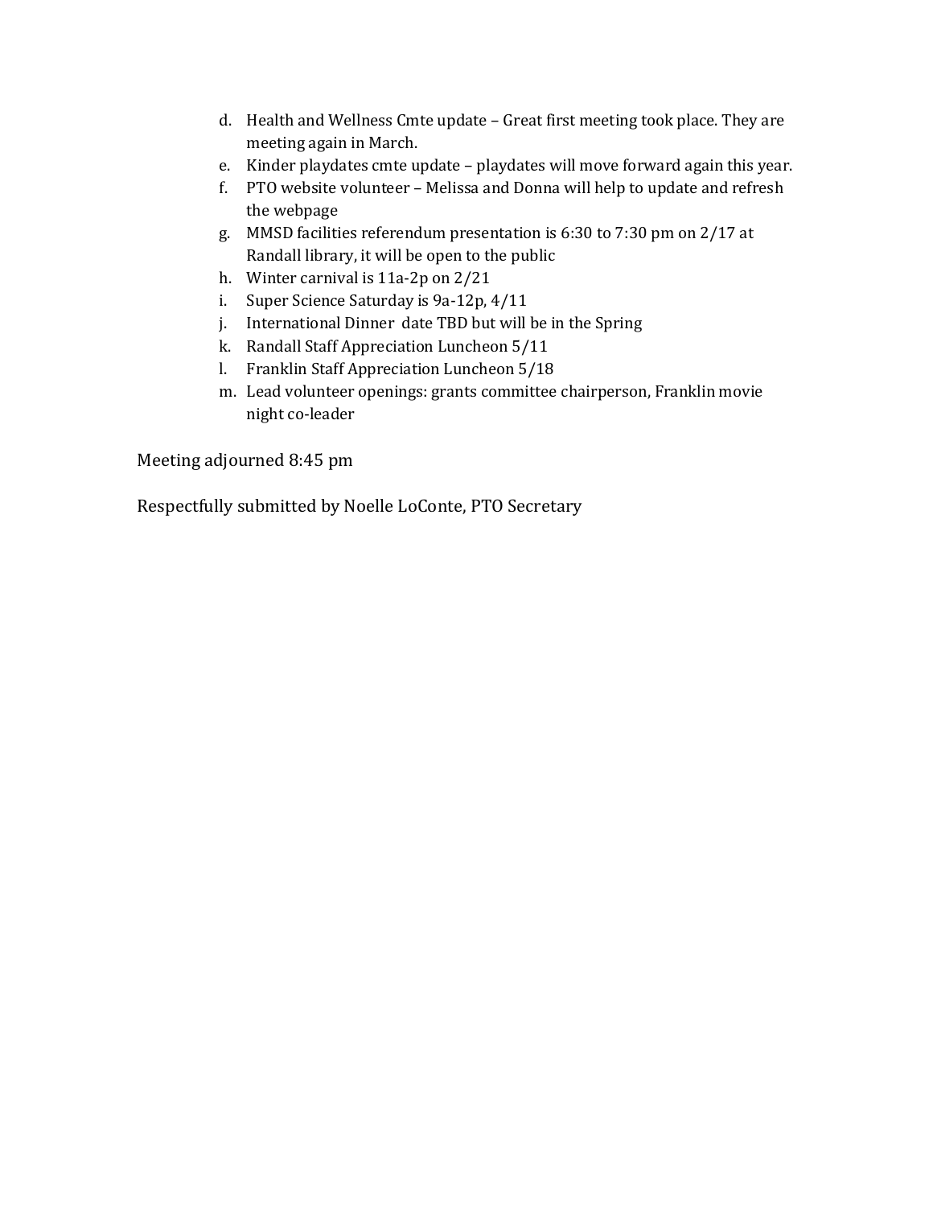d. Health and Wellness Cmte update – Great first meeting took place. They are meeting again in March.
e. Kinder playdates cmte update – playdates will move forward again this year.
f. PTO website volunteer – Melissa and Donna will help to update and refresh the webpage
g. MMSD facilities referendum presentation is 6:30 to 7:30 pm on 2/17 at Randall library, it will be open to the public
h. Winter carnival is 11a-2p on 2/21
i. Super Science Saturday is 9a-12p, 4/11
j. International Dinner date TBD but will be in the Spring
k. Randall Staff Appreciation Luncheon 5/11
l. Franklin Staff Appreciation Luncheon 5/18
m. Lead volunteer openings: grants committee chairperson, Franklin movie night co-leader

Meeting adjourned 8:45 pm

Respectfully submitted by Noelle LoConte, PTO Secretary